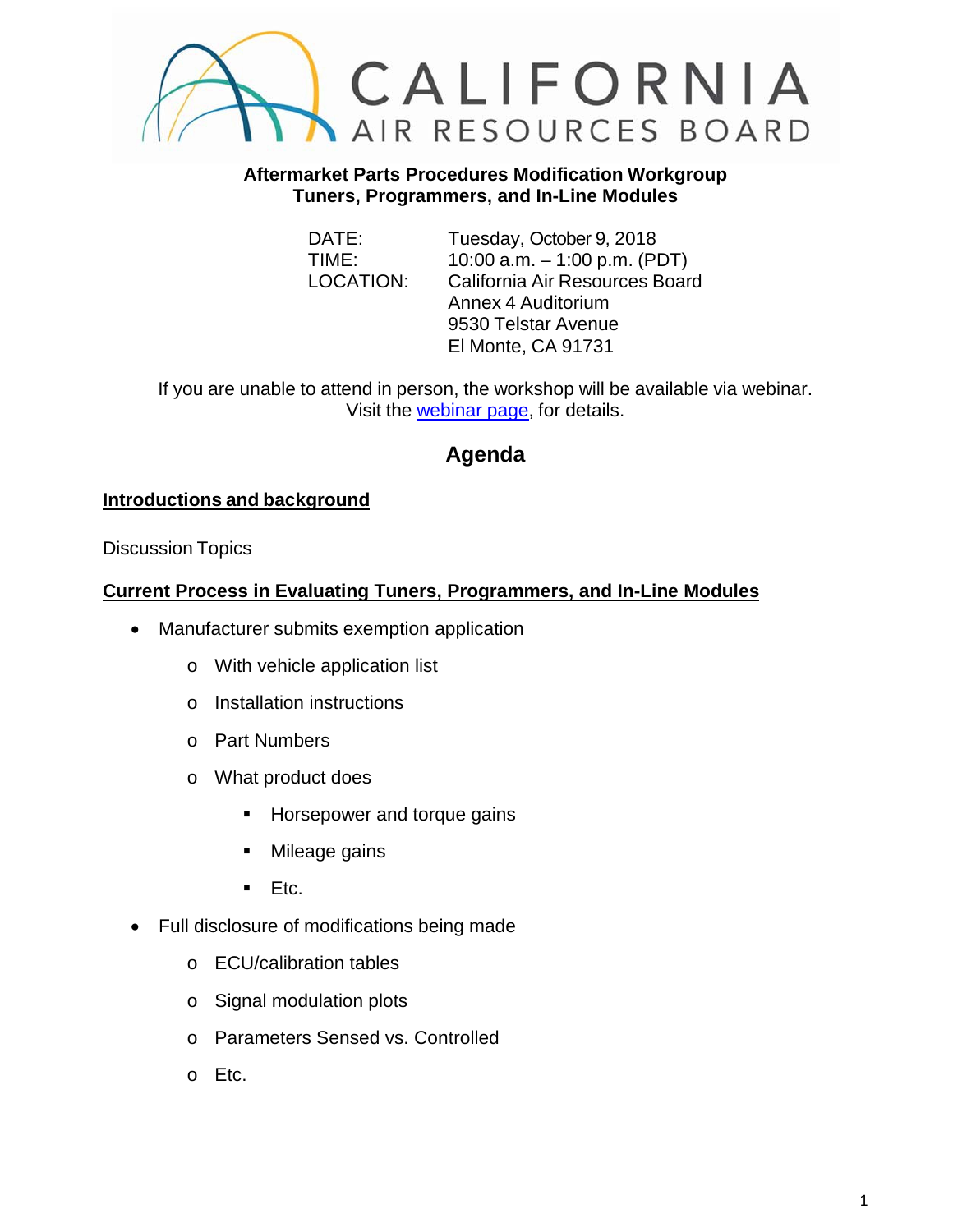CALIFORNIA AIR RESOURCES BOARD

**Aftermarket Parts Procedures Modification Workgroup**
**Tuners, Programmers, and In-Line Modules**

DATE: Tuesday, October 9, 2018
TIME: 10:00 a.m. – 1:00 p.m. (PDT)
LOCATION: California Air Resources Board
Annex 4 Auditorium
9530 Telstar Avenue
El Monte, CA 91731

If you are unable to attend in person, the workshop will be available via webinar. Visit the webinar page, for details.

## Agenda

**Introductions and background**

Discussion Topics

**Current Process in Evaluating Tuners, Programmers, and In-Line Modules**

- Manufacturer submits exemption application
  - With vehicle application list
  - Installation instructions
  - Part Numbers
  - What product does
    - Horsepower and torque gains
    - Mileage gains
    - Etc.
- Full disclosure of modifications being made
  - ECU/calibration tables
  - Signal modulation plots
  - Parameters Sensed vs. Controlled
  - Etc.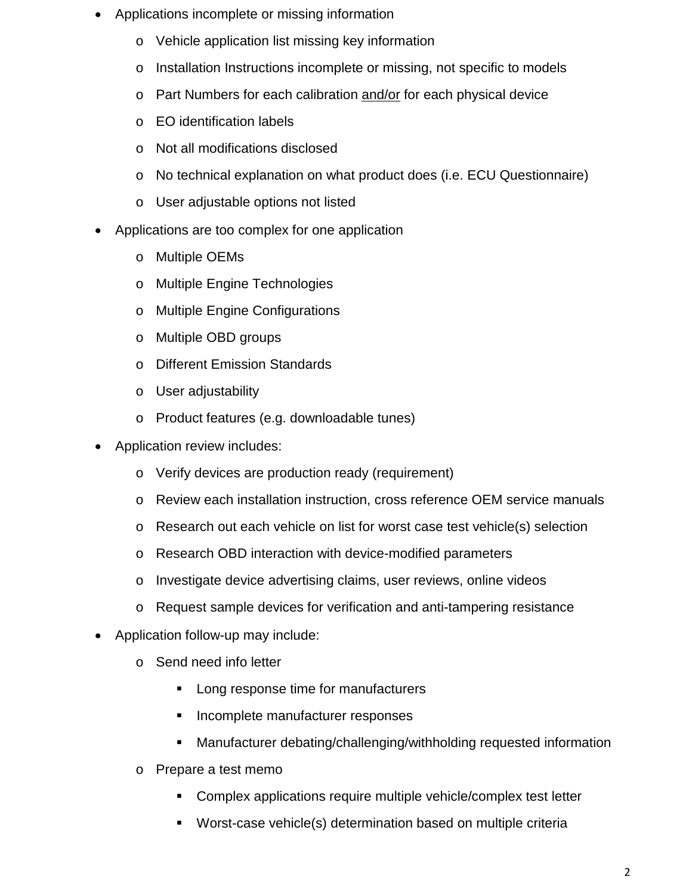- Applications incomplete or missing information
  - Vehicle application list missing key information
  - Installation Instructions incomplete or missing, not specific to models
  - Part Numbers for each calibration <u>and/or</u> for each physical device
  - EO identification labels
  - Not all modifications disclosed
  - No technical explanation on what product does (i.e. ECU Questionnaire)
  - User adjustable options not listed
- Applications are too complex for one application
  - Multiple OEMs
  - Multiple Engine Technologies
  - Multiple Engine Configurations
  - Multiple OBD groups
  - Different Emission Standards
  - User adjustability
  - Product features (e.g. downloadable tunes)
- Application review includes:
  - Verify devices are production ready (requirement)
  - Review each installation instruction, cross reference OEM service manuals
  - Research out each vehicle on list for worst case test vehicle(s) selection
  - Research OBD interaction with device-modified parameters
  - Investigate device advertising claims, user reviews, online videos
  - Request sample devices for verification and anti-tampering resistance
- Application follow-up may include:
  - Send need info letter
    - Long response time for manufacturers
    - Incomplete manufacturer responses
    - Manufacturer debating/challenging/withholding requested information
  - Prepare a test memo
    - Complex applications require multiple vehicle/complex test letter
    - Worst-case vehicle(s) determination based on multiple criteria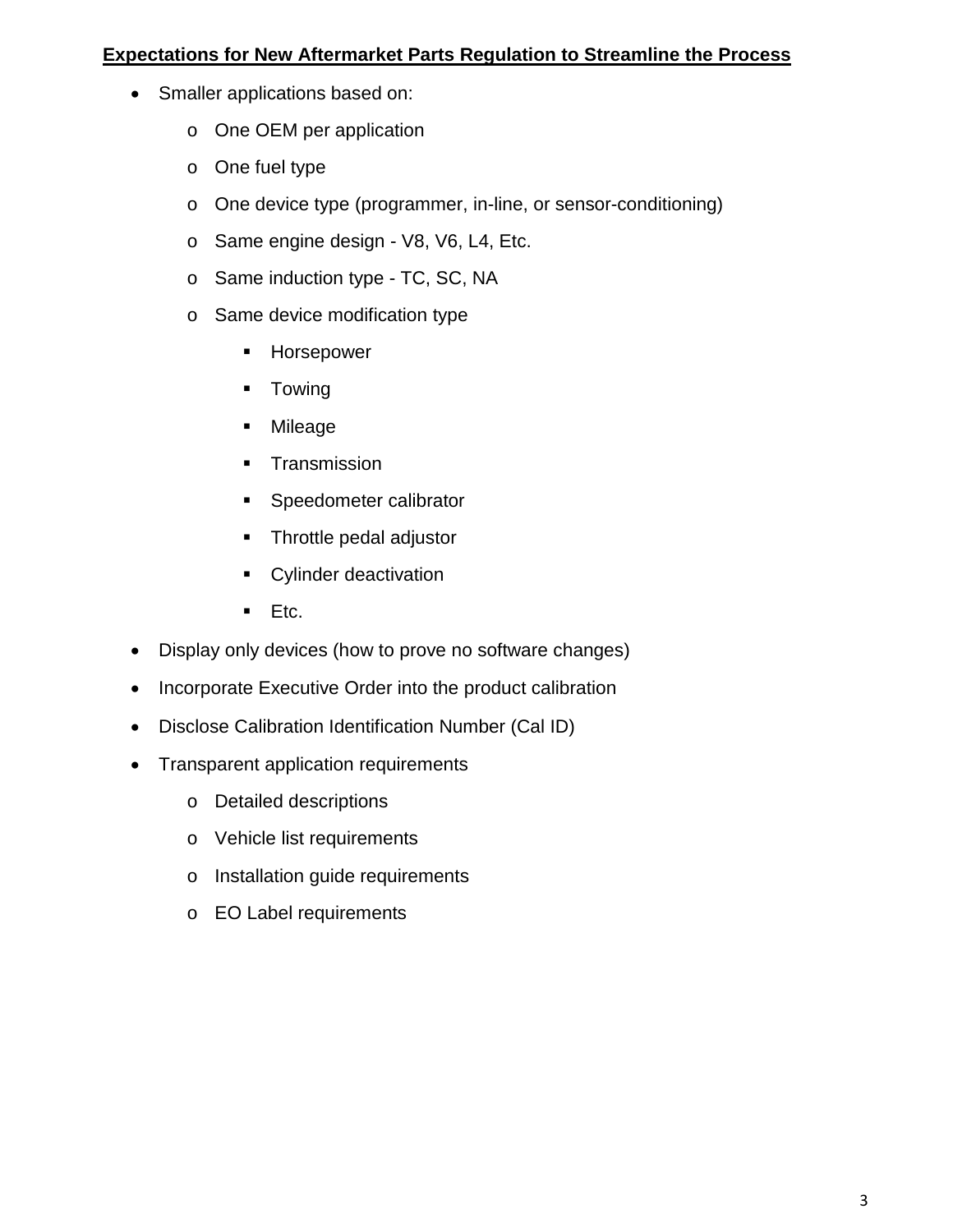**Expectations for New Aftermarket Parts Regulation to Streamline the Process**

- Smaller applications based on:
  - One OEM per application
  - One fuel type
  - One device type (programmer, in-line, or sensor-conditioning)
  - Same engine design - V8, V6, L4, Etc.
  - Same induction type - TC, SC, NA
  - Same device modification type
    - Horsepower
    - Towing
    - Mileage
    - Transmission
    - Speedometer calibrator
    - Throttle pedal adjustor
    - Cylinder deactivation
    - Etc.
- Display only devices (how to prove no software changes)
- Incorporate Executive Order into the product calibration
- Disclose Calibration Identification Number (Cal ID)
- Transparent application requirements
  - Detailed descriptions
  - Vehicle list requirements
  - Installation guide requirements
  - EO Label requirements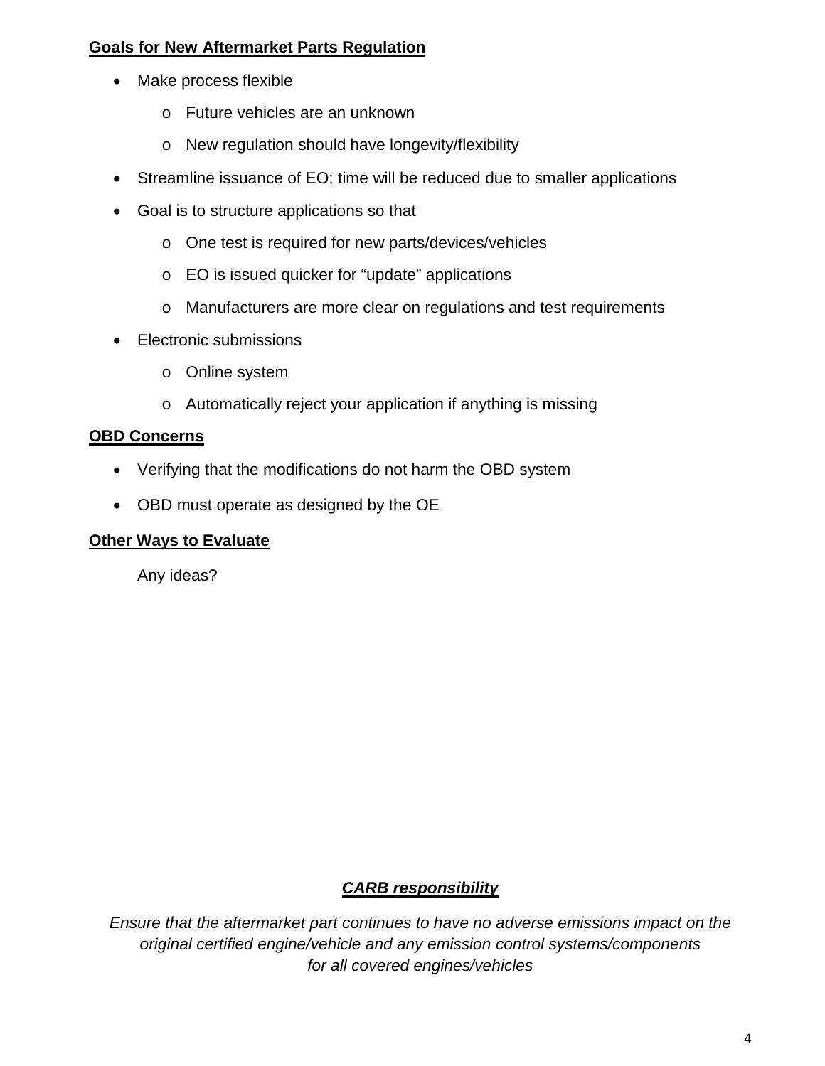**Goals for New Aftermarket Parts Regulation**

- Make process flexible
    - Future vehicles are an unknown
    - New regulation should have longevity/flexibility
- Streamline issuance of EO; time will be reduced due to smaller applications
- Goal is to structure applications so that
    - One test is required for new parts/devices/vehicles
    - EO is issued quicker for “update” applications
    - Manufacturers are more clear on regulations and test requirements
- Electronic submissions
    - Online system
    - Automatically reject your application if anything is missing

**OBD Concerns**

- Verifying that the modifications do not harm the OBD system
- OBD must operate as designed by the OE

**Other Ways to Evaluate**

Any ideas?

***CARB responsibility***

*Ensure that the aftermarket part continues to have no adverse emissions impact on the original certified engine/vehicle and any emission control systems/components for all covered engines/vehicles*